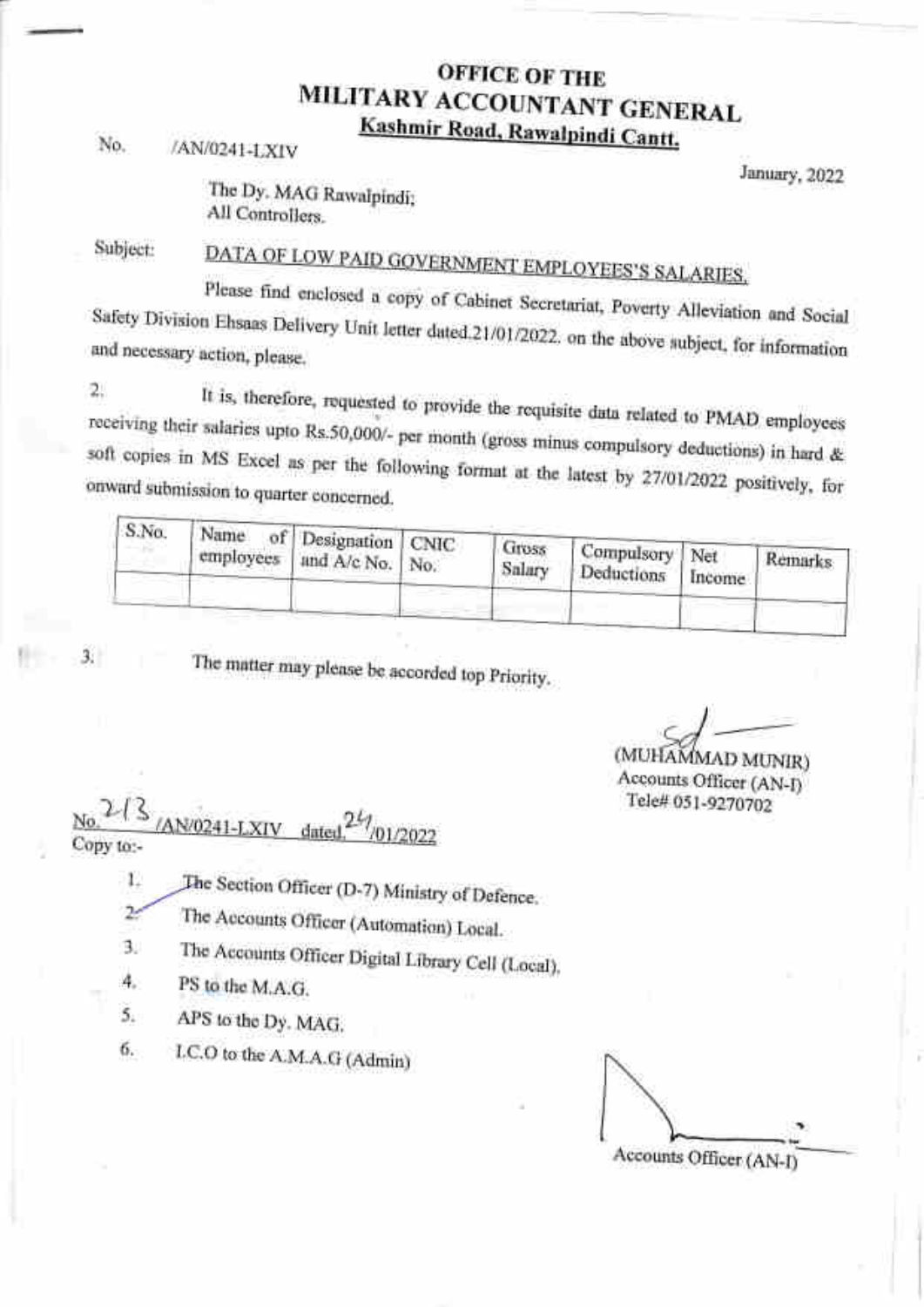# OFFICE OF THE
# MILITARY ACCOUNTANT GENERAL
**Kashmir Road, Rawalpindi Cantt.**

No. /AN/0241-LXIV

January, 2022

The Dy. MAG Rawalpindi;
All Controllers.

Subject: **DATA OF LOW PAID GOVERNMENT EMPLOYEES'S SALARIES.**

Please find enclosed a copy of Cabinet Secretariat, Poverty Alleviation and Social Safety Division Ehsaas Delivery Unit letter dated.21/01/2022. on the above subject, for information and necessary action, please.

2. It is, therefore, requested to provide the requisite data related to PMAD employees receiving their salaries upto Rs.50,000/- per month (gross minus compulsory deductions) in hard & soft copies in MS Excel as per the following format at the latest by 27/01/2022 positively, for onward submission to quarter concerned.

| S.No. | Name of employees | Designation and A/c No. | CNIC No. | Gross Salary | Compulsory Deductions | Net Income | Remarks |
|---|---|---|---|---|---|---|---|
| | | | | | | | |

3. The matter may please be accorded top Priority.

Sd
(MUHAMMAD MUNIR)
Accounts Officer (AN-I)
Tele# 051-9270702

No. 213 /AN/0241-LXIV dated 24/01/2022

Copy to:-

1. The Section Officer (D-7) Ministry of Defence.
2. The Accounts Officer (Automation) Local.
3. The Accounts Officer Digital Library Cell (Local).
4. PS to the M.A.G.
5. APS to the Dy. MAG.
6. I.C.O to the A.M.A.G (Admin)

Accounts Officer (AN-I)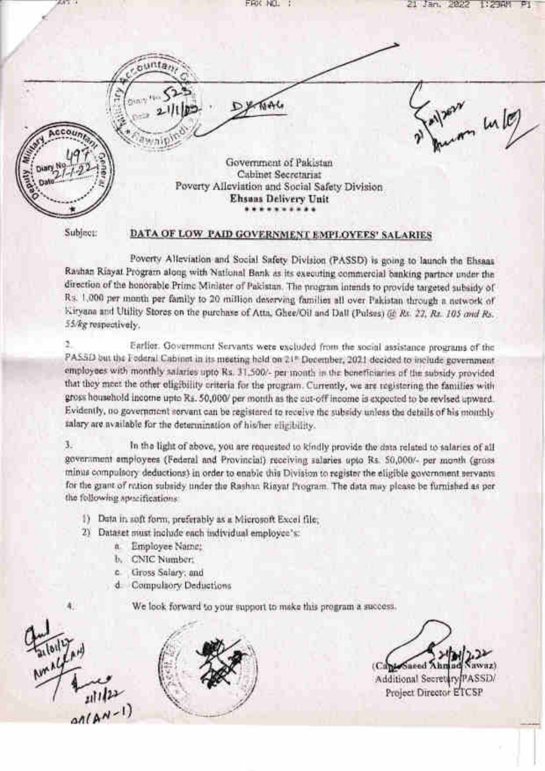Government of Pakistan
Cabinet Secretariat
Poverty Alleviation and Social Safety Division
**Ehsaas Delivery Unit**
\* \* \* \* \* \* \* \* \* \*

Subject: **DATA OF LOW PAID GOVERNMENT EMPLOYEES' SALARIES**

Poverty Alleviation and Social Safety Division (PASSD) is going to launch the Ehsaas Rashan Riayat Program along with National Bank as its executing commercial banking partner under the direction of the honorable Prime Minister of Pakistan. The program intends to provide targeted subsidy of Rs. 1,000 per month per family to 20 million deserving families all over Pakistan through a network of Kiryana and Utility Stores on the purchase of Atta, Ghee/Oil and Dall (Pulses) *@ Rs. 22, Rs. 105 and Rs. 55/kg* respectively.

2. Earlier, Government Servants were excluded from the social assistance programs of the PASSD but the Federal Cabinet in its meeting held on 21st December, 2021 decided to include government employees with monthly salaries upto Rs. 31,500/- per month in the beneficiaries of the subsidy provided that they meet the other eligibility criteria for the program. Currently, we are registering the families with gross household income upto Rs. 50,000/ per month as the cut-off income is expected to be revised upward. Evidently, no government servant can be registered to receive the subsidy unless the details of his monthly salary are available for the determination of his/her eligibility.

3. In the light of above, you are requested to kindly provide the data related to salaries of all government employees (Federal and Provincial) receiving salaries upto Rs. 50,000/- per month (gross minus compulsory deductions) in order to enable this Division to register the eligible government servants for the grant of ration subsidy under the Rashan Riayat Program. The data may please be furnished as per the following specifications:

1) Data in soft form, preferably as a Microsoft Excel file;
2) Dataset must include each individual employee's:
   a. Employee Name;
   b. CNIC Number;
   c. Gross Salary; and
   d. Compulsory Deductions

4. We look forward to your support to make this program a success.

(Capt. Saeed Ahmad Nawaz)
Additional Secretary PASSD/
Project Director ETCSP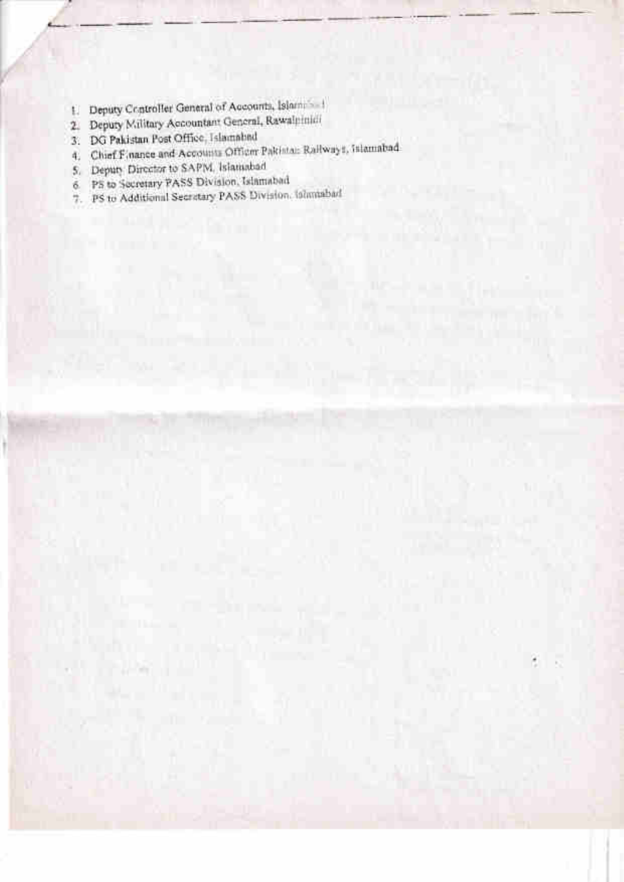1. Deputy Controller General of Accounts, Islamabad
2. Deputy Military Accountant General, Rawalpindi
3. DG Pakistan Post Office, Islamabad
4. Chief Finance and Accounts Officer Pakistan Railways, Islamabad
5. Deputy Director to SAPM, Islamabad
6. PS to Secretary PASS Division, Islamabad
7. PS to Additional Secretary PASS Division, Islamabad